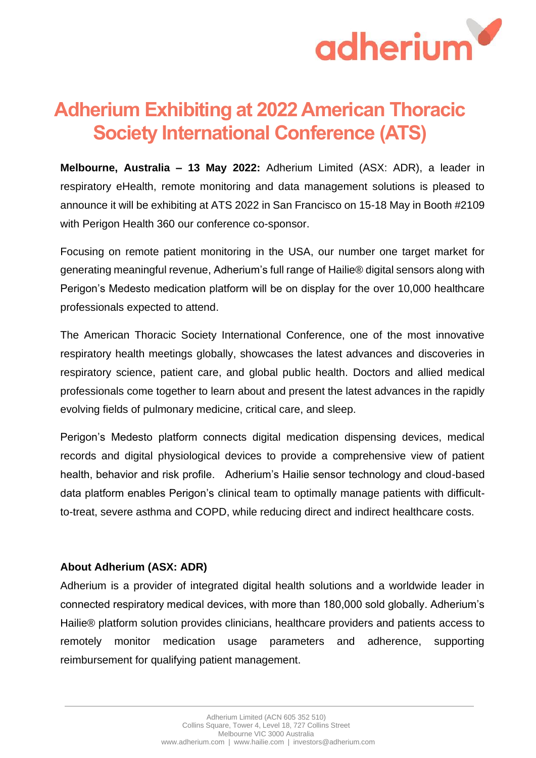# Adherium Exhibiting at 2022 American Thoracic Society International Conference (ATS)

**Melbourne, Australia – 13 May 2022:** Adherium Limited (ASX: ADR), a leader in respiratory eHealth, remote monitoring and data management solutions is pleased to announce it will be exhibiting at ATS 2022 in San Francisco on 15-18 May in Booth #2109 with Perigon Health 360 our conference co-sponsor.

Focusing on remote patient monitoring in the USA, our number one target market for generating meaningful revenue, Adherium's full range of Hailie® digital sensors along with Perigon's Medesto medication platform will be on display for the over 10,000 healthcare professionals expected to attend.

The American Thoracic Society International Conference, one of the most innovative respiratory health meetings globally, showcases the latest advances and discoveries in respiratory science, patient care, and global public health. Doctors and allied medical professionals come together to learn about and present the latest advances in the rapidly evolving fields of pulmonary medicine, critical care, and sleep.

Perigon's Medesto platform connects digital medication dispensing devices, medical records and digital physiological devices to provide a comprehensive view of patient health, behavior and risk profile. Adherium's Hailie sensor technology and cloud-based data platform enables Perigon's clinical team to optimally manage patients with difficult-to-treat, severe asthma and COPD, while reducing direct and indirect healthcare costs.

**About Adherium (ASX: ADR)**

Adherium is a provider of integrated digital health solutions and a worldwide leader in connected respiratory medical devices, with more than 180,000 sold globally. Adherium's Hailie® platform solution provides clinicians, healthcare providers and patients access to remotely monitor medication usage parameters and adherence, supporting reimbursement for qualifying patient management.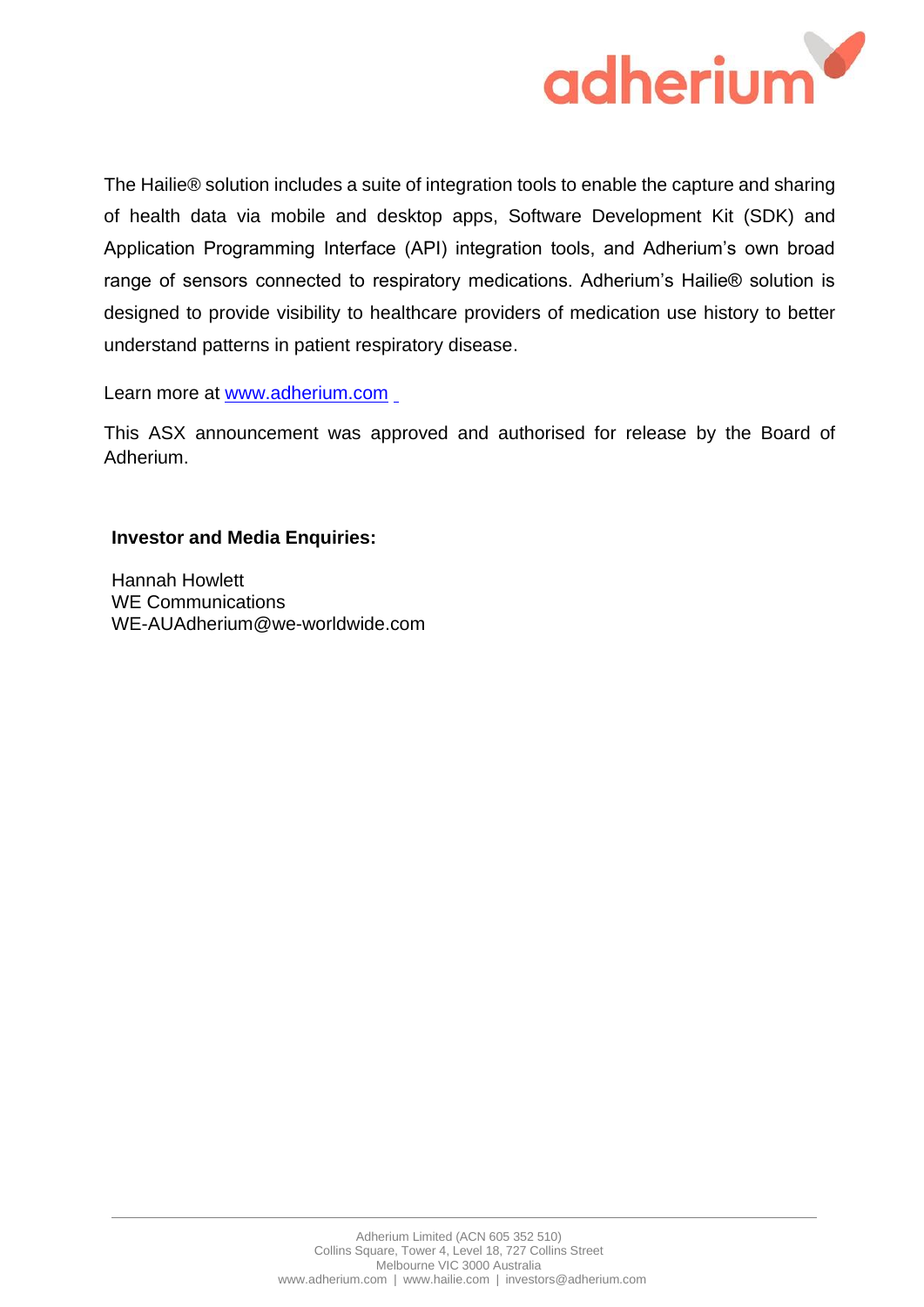The Hailie® solution includes a suite of integration tools to enable the capture and sharing of health data via mobile and desktop apps, Software Development Kit (SDK) and Application Programming Interface (API) integration tools, and Adherium's own broad range of sensors connected to respiratory medications. Adherium's Hailie® solution is designed to provide visibility to healthcare providers of medication use history to better understand patterns in patient respiratory disease.

Learn more at www.adherium.com

This ASX announcement was approved and authorised for release by the Board of Adherium.

**Investor and Media Enquiries:**

Hannah Howlett
WE Communications
WE-AUAdherium@we-worldwide.com